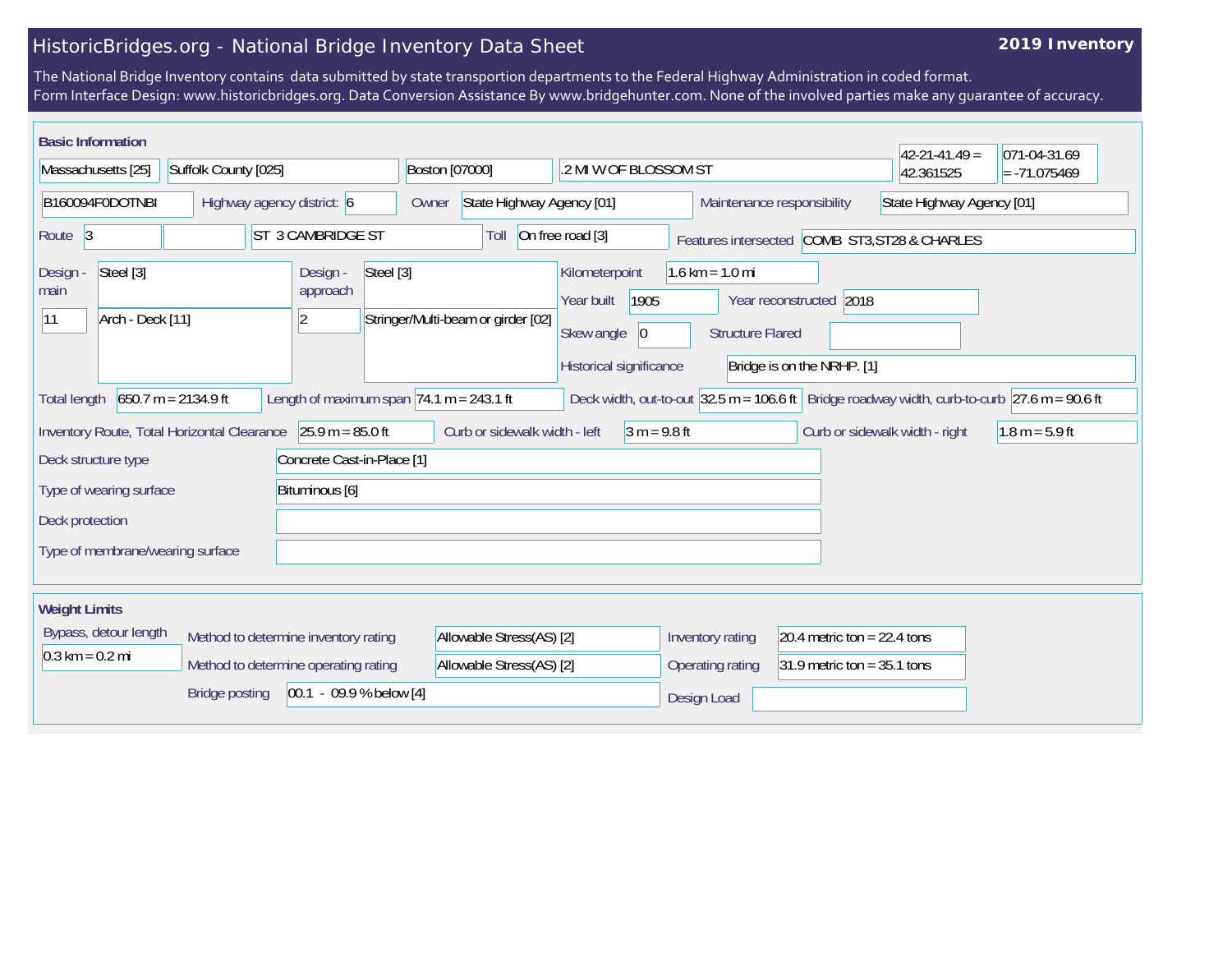# HistoricBridges.org - National Bridge Inventory Data Sheet

**2019 Inventory**

The National Bridge Inventory contains data submitted by state transportion departments to the Federal Highway Administration in coded format.
Form Interface Design: www.historicbridges.org. Data Conversion Assistance By www.bridgehunter.com. None of the involved parties make any guarantee of accuracy.

## Basic Information

| | |
|---|---|
| State | Massachusetts [25] |
| County | Suffolk County [025] |
| Place | Boston [07000] |
| Location | .2 MI W OF BLOSSOM ST |
| Latitude | 42-21-41.49 = 42.361525 |
| Longitude | 071-04-31.69 = -71.075469 |
| Structure Number | B160094F0DOTNBI |
| Highway agency district: | 6 |
| Owner | State Highway Agency [01] |
| Maintenance responsibility | State Highway Agency [01] |
| Route | 3 |
| Facility carried | ST 3 CAMBRIDGE ST |
| Toll | On free road [3] |
| Features intersected | COMB ST3,ST28 & CHARLES |
| Design - main | Steel [3] |
| | 11 — Arch - Deck [11] |
| Design - approach | Steel [3] |
| | 2 — Stringer/Multi-beam or girder [02] |
| Kilometerpoint | 1.6 km = 1.0 mi |
| Year built | 1905 |
| Year reconstructed | 2018 |
| Skew angle | 0 |
| Structure Flared | |
| Historical significance | Bridge is on the NRHP. [1] |
| Total length | 650.7 m = 2134.9 ft |
| Length of maximum span | 74.1 m = 243.1 ft |
| Deck width, out-to-out | 32.5 m = 106.6 ft |
| Bridge roadway width, curb-to-curb | 27.6 m = 90.6 ft |
| Inventory Route, Total Horizontal Clearance | 25.9 m = 85.0 ft |
| Curb or sidewalk width - left | 3 m = 9.8 ft |
| Curb or sidewalk width - right | 1.8 m = 5.9 ft |
| Deck structure type | Concrete Cast-in-Place [1] |
| Type of wearing surface | Bituminous [6] |
| Deck protection | |
| Type of membrane/wearing surface | |

## Weight Limits

| | |
|---|---|
| Bypass, detour length | 0.3 km = 0.2 mi |
| Method to determine inventory rating | Allowable Stress(AS) [2] |
| Method to determine operating rating | Allowable Stress(AS) [2] |
| Inventory rating | 20.4 metric ton = 22.4 tons |
| Operating rating | 31.9 metric ton = 35.1 tons |
| Bridge posting | 00.1 - 09.9 % below [4] |
| Design Load | |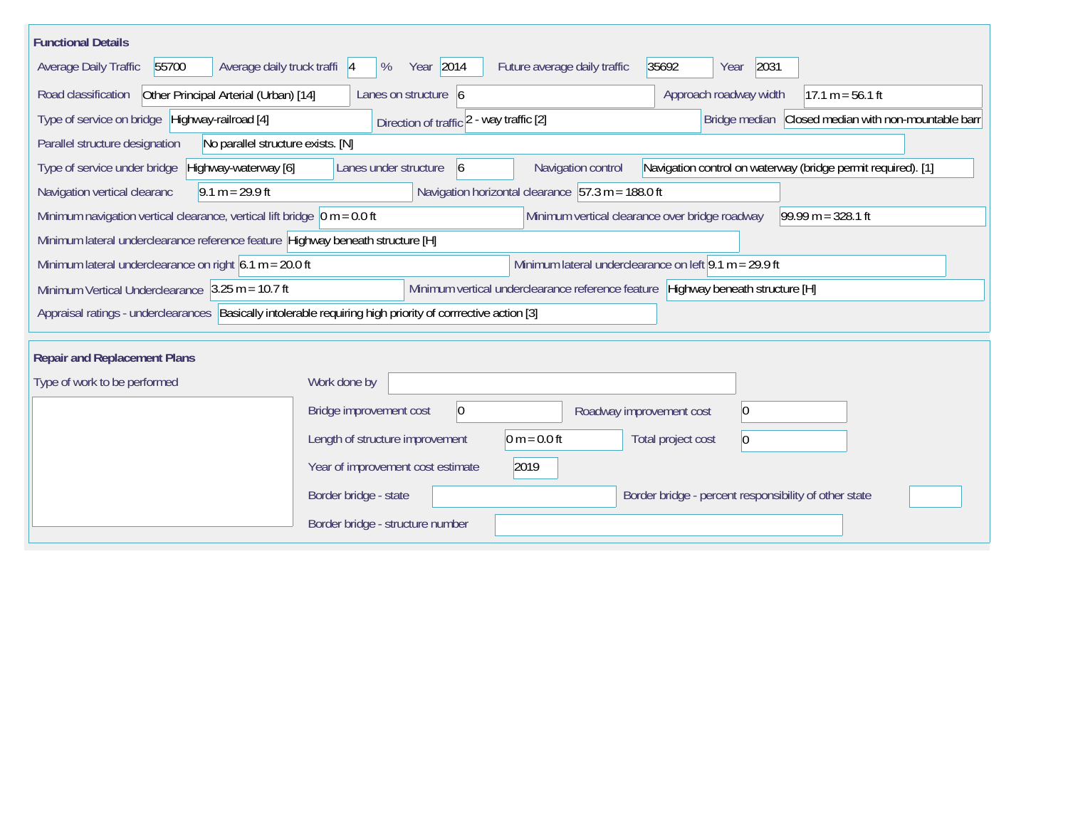## Functional Details

Average Daily Traffic: 55700
Average daily truck traffi: 4 %
Year: 2014
Future average daily traffic: 35692
Year: 2031

Road classification: Other Principal Arterial (Urban) [14]
Lanes on structure: 6
Approach roadway width: 17.1 m = 56.1 ft

Type of service on bridge: Highway-railroad [4]
Direction of traffic: 2 - way traffic [2]
Bridge median: Closed median with non-mountable barr

Parallel structure designation: No parallel structure exists. [N]

Type of service under bridge: Highway-waterway [6]
Lanes under structure: 6
Navigation control: Navigation control on waterway (bridge permit required). [1]

Navigation vertical clearanc: 9.1 m = 29.9 ft
Navigation horizontal clearance: 57.3 m = 188.0 ft

Minimum navigation vertical clearance, vertical lift bridge: 0 m = 0.0 ft
Minimum vertical clearance over bridge roadway: 99.99 m = 328.1 ft

Minimum lateral underclearance reference feature: Highway beneath structure [H]

Minimum lateral underclearance on right: 6.1 m = 20.0 ft
Minimum lateral underclearance on left: 9.1 m = 29.9 ft

Minimum Vertical Underclearance: 3.25 m = 10.7 ft
Minimum vertical underclearance reference feature: Highway beneath structure [H]

Appraisal ratings - underclearances: Basically intolerable requiring high priority of corrrective action [3]

## Repair and Replacement Plans

Type of work to be performed:

Work done by:

Bridge improvement cost: 0
Roadway improvement cost: 0

Length of structure improvement: 0 m = 0.0 ft
Total project cost: 0

Year of improvement cost estimate: 2019

Border bridge - state:
Border bridge - percent responsibility of other state:

Border bridge - structure number: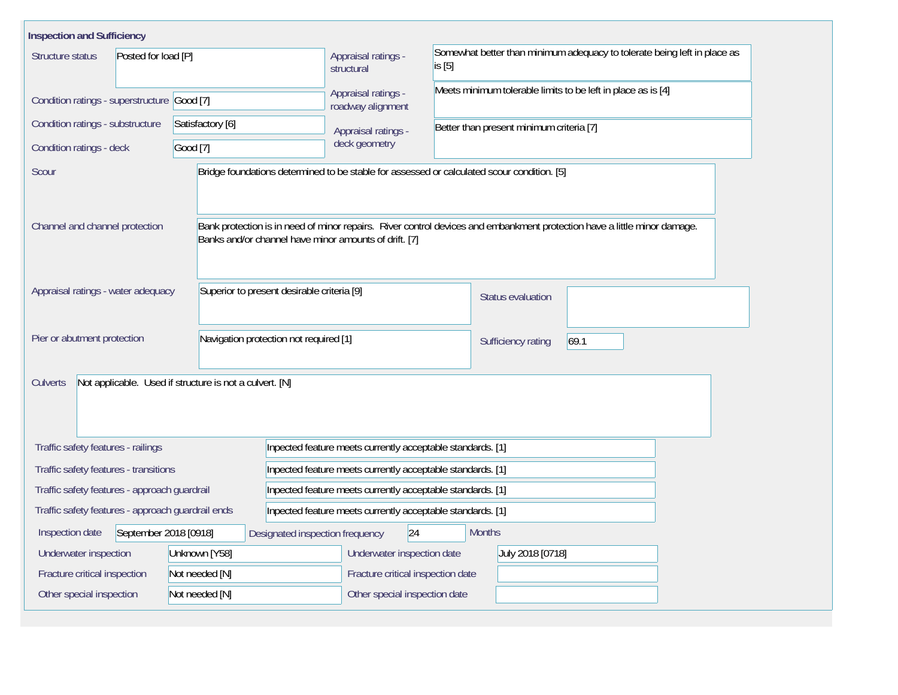## Inspection and Sufficiency

| | |
|---|---|
| Structure status | Posted for load [P] |
| Appraisal ratings - structural | Somewhat better than minimum adequacy to tolerate being left in place as is [5] |
| Condition ratings - superstructure | Good [7] |
| Appraisal ratings - roadway alignment | Meets minimum tolerable limits to be left in place as is [4] |
| Condition ratings - substructure | Satisfactory [6] |
| Condition ratings - deck | Good [7] |
| Appraisal ratings - deck geometry | Better than present minimum criteria [7] |
| Scour | Bridge foundations determined to be stable for assessed or calculated scour condition. [5] |
| Channel and channel protection | Bank protection is in need of minor repairs. River control devices and embankment protection have a little minor damage. Banks and/or channel have minor amounts of drift. [7] |
| Appraisal ratings - water adequacy | Superior to present desirable criteria [9] |
| Status evaluation | |
| Pier or abutment protection | Navigation protection not required [1] |
| Sufficiency rating | 69.1 |
| Culverts | Not applicable. Used if structure is not a culvert. [N] |
| Traffic safety features - railings | Inpected feature meets currently acceptable standards. [1] |
| Traffic safety features - transitions | Inpected feature meets currently acceptable standards. [1] |
| Traffic safety features - approach guardrail | Inpected feature meets currently acceptable standards. [1] |
| Traffic safety features - approach guardrail ends | Inpected feature meets currently acceptable standards. [1] |
| Inspection date | September 2018 [0918] |
| Designated inspection frequency | 24 Months |
| Underwater inspection | Unknown [Y58] |
| Underwater inspection date | July 2018 [0718] |
| Fracture critical inspection | Not needed [N] |
| Fracture critical inspection date | |
| Other special inspection | Not needed [N] |
| Other special inspection date | |